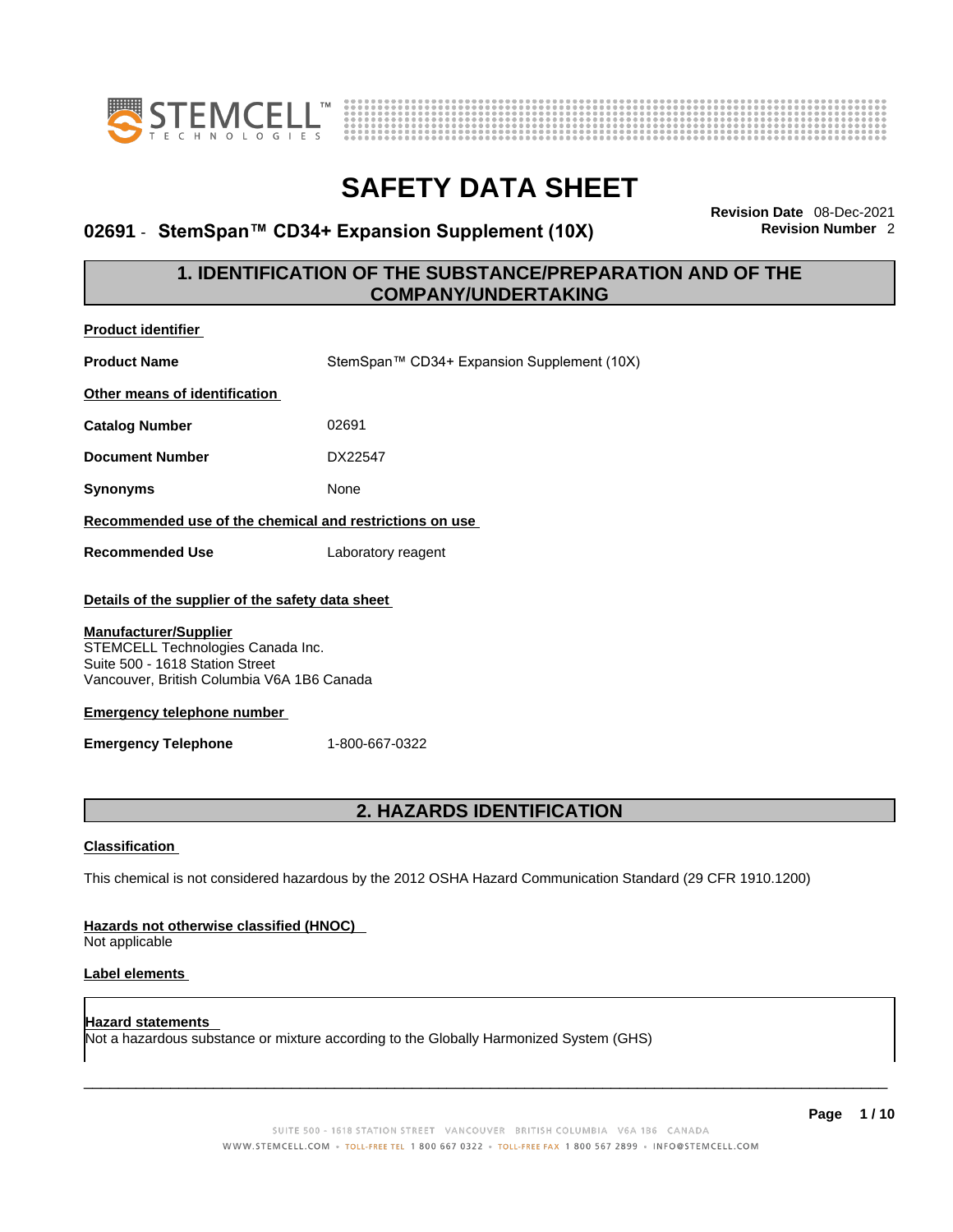# SAFETY DATA SHEET

**02691 - StemSpan™ CD34+ Expansion Supplement (10X)**

**Revision Date** 08-Dec-2021
**Revision Number** 2

## 1. IDENTIFICATION OF THE SUBSTANCE/PREPARATION AND OF THE COMPANY/UNDERTAKING

**Product identifier**

**Product Name** StemSpan™ CD34+ Expansion Supplement (10X)

**Other means of identification**

**Catalog Number** 02691

**Document Number** DX22547

**Synonyms** None

**Recommended use of the chemical and restrictions on use**

**Recommended Use** Laboratory reagent

**Details of the supplier of the safety data sheet**

**Manufacturer/Supplier**
STEMCELL Technologies Canada Inc.
Suite 500 - 1618 Station Street
Vancouver, British Columbia V6A 1B6 Canada

**Emergency telephone number**

**Emergency Telephone** 1-800-667-0322

## 2. HAZARDS IDENTIFICATION

**Classification**

This chemical is not considered hazardous by the 2012 OSHA Hazard Communication Standard (29 CFR 1910.1200)

**Hazards not otherwise classified (HNOC)**
Not applicable

**Label elements**

**Hazard statements**
Not a hazardous substance or mixture according to the Globally Harmonized System (GHS)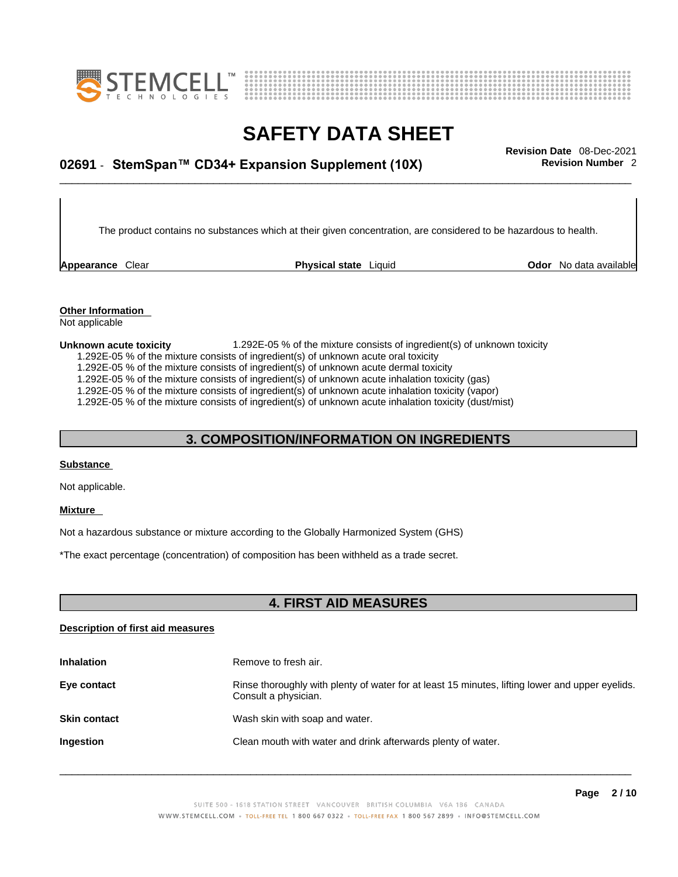The product contains no substances which at their given concentration, are considered to be hazardous to health.

**Appearance** Clear **Physical state** Liquid **Odor** No data available

**Other Information**
Not applicable

**Unknown acute toxicity** 1.292E-05 % of the mixture consists of ingredient(s) of unknown toxicity
1.292E-05 % of the mixture consists of ingredient(s) of unknown acute oral toxicity
1.292E-05 % of the mixture consists of ingredient(s) of unknown acute dermal toxicity
1.292E-05 % of the mixture consists of ingredient(s) of unknown acute inhalation toxicity (gas)
1.292E-05 % of the mixture consists of ingredient(s) of unknown acute inhalation toxicity (vapor)
1.292E-05 % of the mixture consists of ingredient(s) of unknown acute inhalation toxicity (dust/mist)

## 3. COMPOSITION/INFORMATION ON INGREDIENTS

**Substance**

Not applicable.

**Mixture**

Not a hazardous substance or mixture according to the Globally Harmonized System (GHS)

*The exact percentage (concentration) of composition has been withheld as a trade secret.

## 4. FIRST AID MEASURES

**Description of first aid measures**

**Inhalation** Remove to fresh air.

**Eye contact** Rinse thoroughly with plenty of water for at least 15 minutes, lifting lower and upper eyelids. Consult a physician.

**Skin contact** Wash skin with soap and water.

**Ingestion** Clean mouth with water and drink afterwards plenty of water.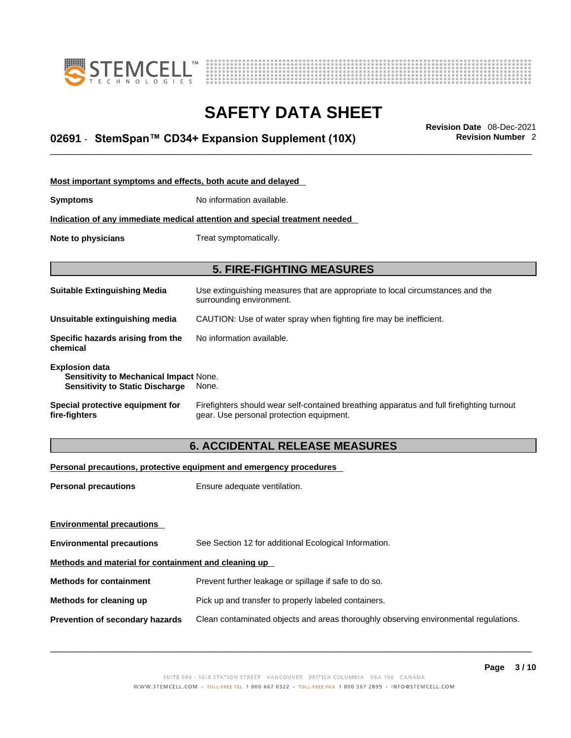**Most important symptoms and effects, both acute and delayed**

**Symptoms** No information available.

**Indication of any immediate medical attention and special treatment needed**

**Note to physicians** Treat symptomatically.

## 5. FIRE-FIGHTING MEASURES

**Suitable Extinguishing Media** Use extinguishing measures that are appropriate to local circumstances and the surrounding environment.

**Unsuitable extinguishing media** CAUTION: Use of water spray when fighting fire may be inefficient.

**Specific hazards arising from the chemical** No information available.

**Explosion data**
**Sensitivity to Mechanical Impact** None.
**Sensitivity to Static Discharge** None.

**Special protective equipment for fire-fighters** Firefighters should wear self-contained breathing apparatus and full firefighting turnout gear. Use personal protection equipment.

## 6. ACCIDENTAL RELEASE MEASURES

**Personal precautions, protective equipment and emergency procedures**

**Personal precautions** Ensure adequate ventilation.

**Environmental precautions**

**Environmental precautions** See Section 12 for additional Ecological Information.

**Methods and material for containment and cleaning up**

**Methods for containment** Prevent further leakage or spillage if safe to do so.

**Methods for cleaning up** Pick up and transfer to properly labeled containers.

**Prevention of secondary hazards** Clean contaminated objects and areas thoroughly observing environmental regulations.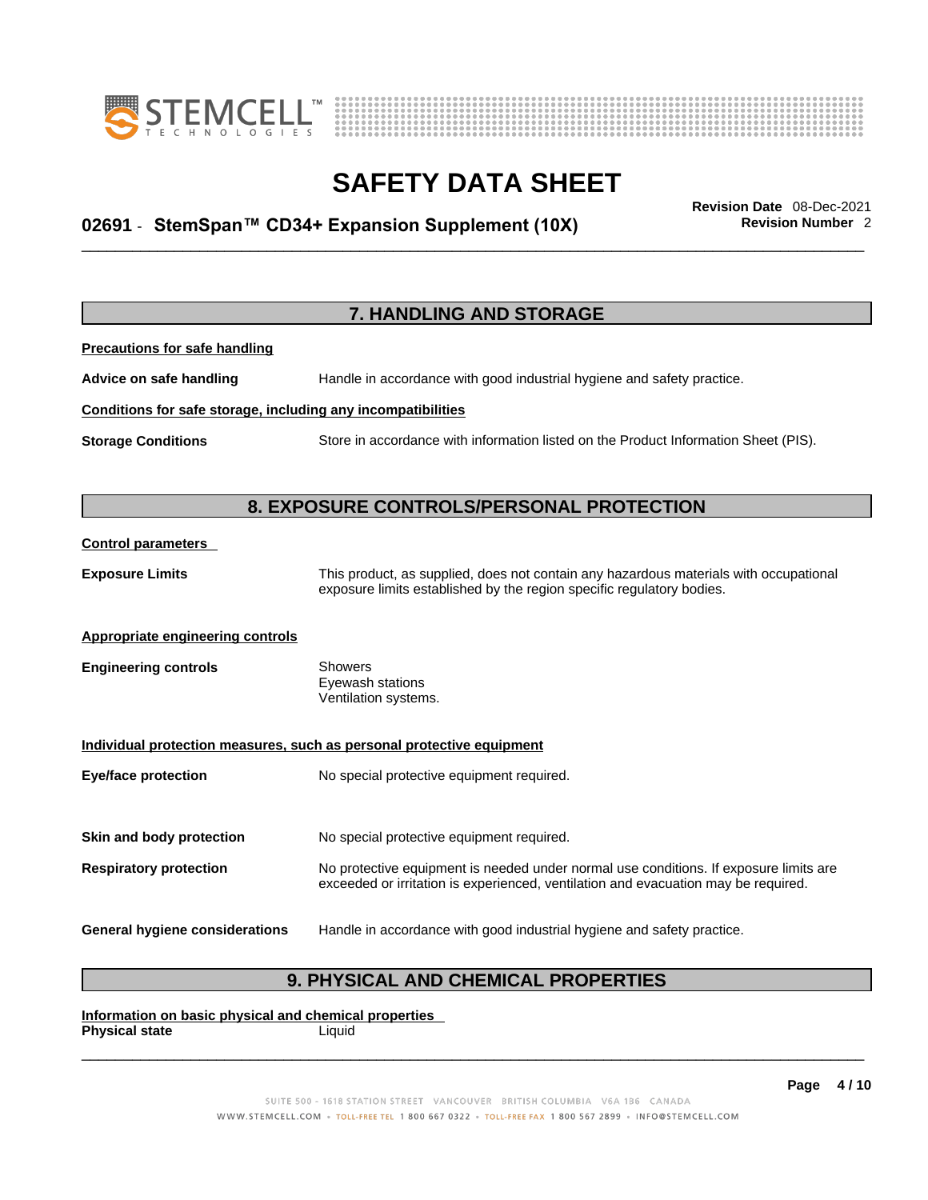## 7. HANDLING AND STORAGE

**Precautions for safe handling**

**Advice on safe handling** Handle in accordance with good industrial hygiene and safety practice.

**Conditions for safe storage, including any incompatibilities**

**Storage Conditions** Store in accordance with information listed on the Product Information Sheet (PIS).

## 8. EXPOSURE CONTROLS/PERSONAL PROTECTION

**Control parameters**

**Exposure Limits** This product, as supplied, does not contain any hazardous materials with occupational exposure limits established by the region specific regulatory bodies.

**Appropriate engineering controls**

**Engineering controls** Showers
Eyewash stations
Ventilation systems.

**Individual protection measures, such as personal protective equipment**

**Eye/face protection** No special protective equipment required.

**Skin and body protection** No special protective equipment required.

**Respiratory protection** No protective equipment is needed under normal use conditions. If exposure limits are exceeded or irritation is experienced, ventilation and evacuation may be required.

**General hygiene considerations** Handle in accordance with good industrial hygiene and safety practice.

## 9. PHYSICAL AND CHEMICAL PROPERTIES

**Information on basic physical and chemical properties**

**Physical state** Liquid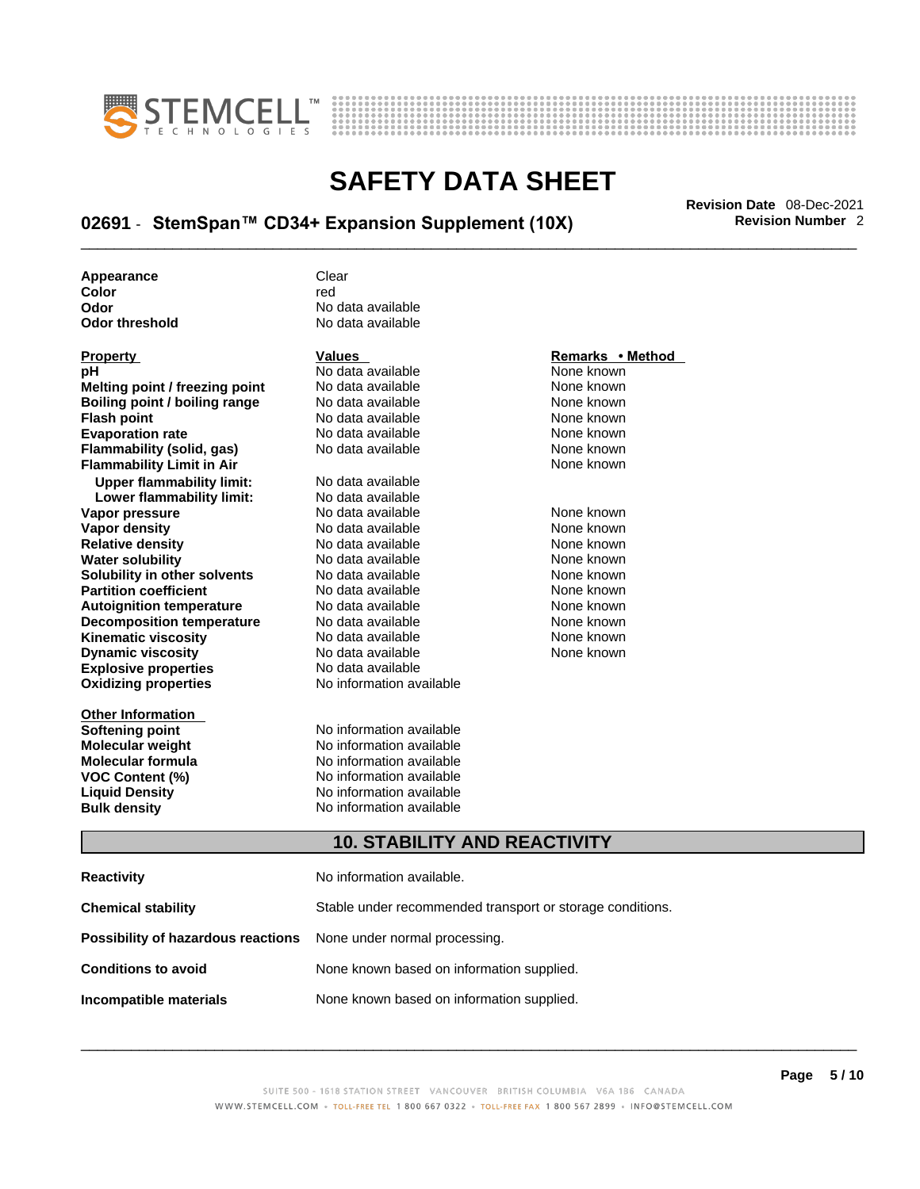| | |
|---|---|
| **Appearance** | Clear |
| **Color** | red |
| **Odor** | No data available |
| **Odor threshold** | No data available |

| **Property** | **Values** | **Remarks • Method** |
|---|---|---|
| **pH** | No data available | None known |
| **Melting point / freezing point** | No data available | None known |
| **Boiling point / boiling range** | No data available | None known |
| **Flash point** | No data available | None known |
| **Evaporation rate** | No data available | None known |
| **Flammability (solid, gas)** | No data available | None known |
| **Flammability Limit in Air** | | None known |
| **Upper flammability limit:** | No data available | |
| **Lower flammability limit:** | No data available | |
| **Vapor pressure** | No data available | None known |
| **Vapor density** | No data available | None known |
| **Relative density** | No data available | None known |
| **Water solubility** | No data available | None known |
| **Solubility in other solvents** | No data available | None known |
| **Partition coefficient** | No data available | None known |
| **Autoignition temperature** | No data available | None known |
| **Decomposition temperature** | No data available | None known |
| **Kinematic viscosity** | No data available | None known |
| **Dynamic viscosity** | No data available | None known |
| **Explosive properties** | No data available | |
| **Oxidizing properties** | No information available | |

| **Other Information** | |
|---|---|
| **Softening point** | No information available |
| **Molecular weight** | No information available |
| **Molecular formula** | No information available |
| **VOC Content (%)** | No information available |
| **Liquid Density** | No information available |
| **Bulk density** | No information available |

## 10. STABILITY AND REACTIVITY

| | |
|---|---|
| **Reactivity** | No information available. |
| **Chemical stability** | Stable under recommended transport or storage conditions. |
| **Possibility of hazardous reactions** | None under normal processing. |
| **Conditions to avoid** | None known based on information supplied. |
| **Incompatible materials** | None known based on information supplied. |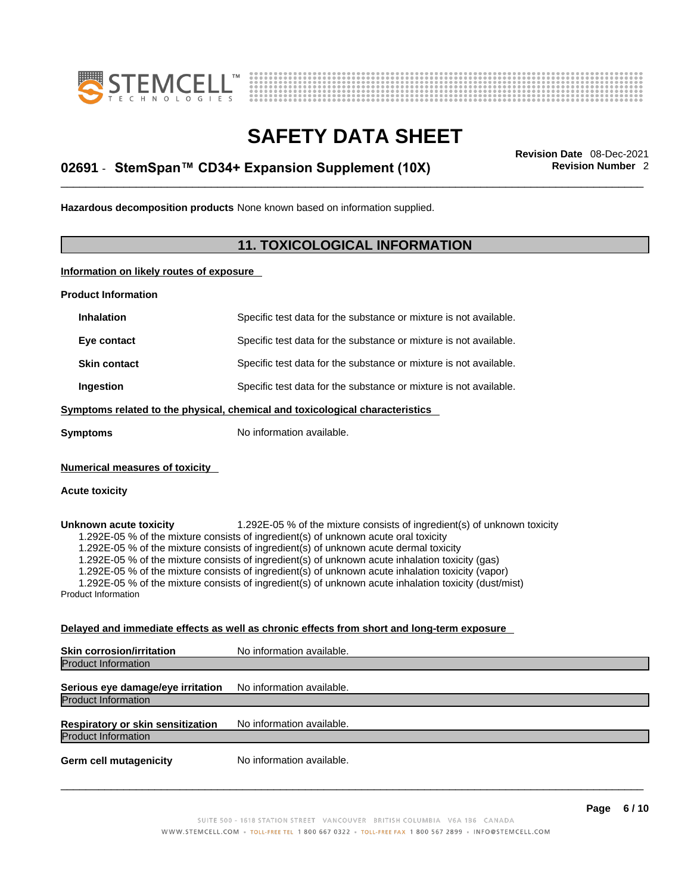**Hazardous decomposition products** None known based on information supplied.

## 11. TOXICOLOGICAL INFORMATION

**Information on likely routes of exposure**

**Product Information**

**Inhalation** Specific test data for the substance or mixture is not available.

**Eye contact** Specific test data for the substance or mixture is not available.

**Skin contact** Specific test data for the substance or mixture is not available.

**Ingestion** Specific test data for the substance or mixture is not available.

**Symptoms related to the physical, chemical and toxicological characteristics**

**Symptoms** No information available.

**Numerical measures of toxicity**

**Acute toxicity**

**Unknown acute toxicity** 1.292E-05 % of the mixture consists of ingredient(s) of unknown toxicity

1.292E-05 % of the mixture consists of ingredient(s) of unknown acute oral toxicity
1.292E-05 % of the mixture consists of ingredient(s) of unknown acute dermal toxicity
1.292E-05 % of the mixture consists of ingredient(s) of unknown acute inhalation toxicity (gas)
1.292E-05 % of the mixture consists of ingredient(s) of unknown acute inhalation toxicity (vapor)
1.292E-05 % of the mixture consists of ingredient(s) of unknown acute inhalation toxicity (dust/mist)

Product Information

**Delayed and immediate effects as well as chronic effects from short and long-term exposure**

**Skin corrosion/irritation** No information available.

Product Information

**Serious eye damage/eye irritation** No information available.

Product Information

**Respiratory or skin sensitization** No information available.

Product Information

**Germ cell mutagenicity** No information available.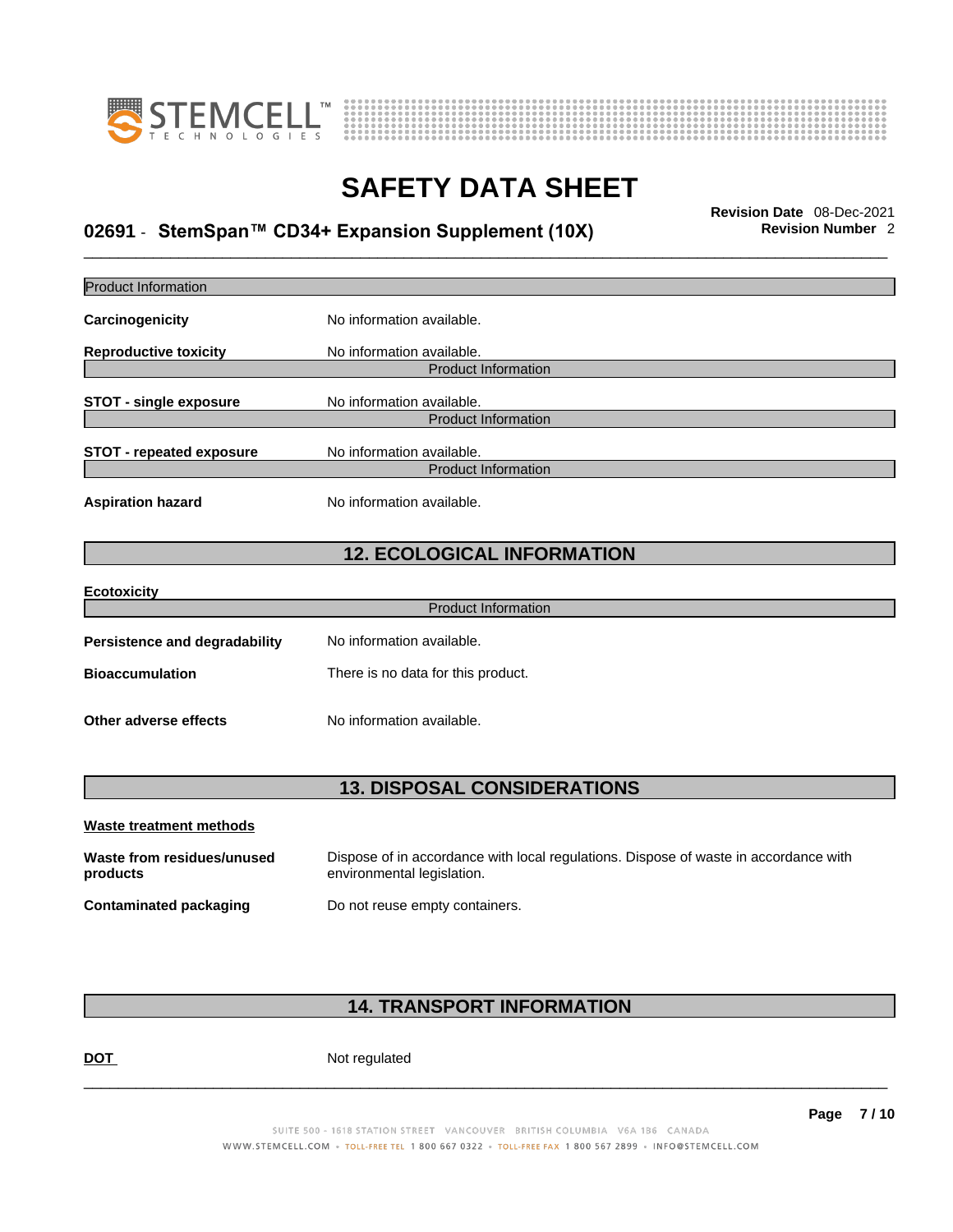Product Information

**Carcinogenicity** No information available.

**Reproductive toxicity** No information available.

Product Information

**STOT - single exposure** No information available.

Product Information

**STOT - repeated exposure** No information available.

Product Information

**Aspiration hazard** No information available.

## 12. ECOLOGICAL INFORMATION

**Ecotoxicity**

Product Information

**Persistence and degradability** No information available.

**Bioaccumulation** There is no data for this product.

**Other adverse effects** No information available.

## 13. DISPOSAL CONSIDERATIONS

**Waste treatment methods**

**Waste from residues/unused products** Dispose of in accordance with local regulations. Dispose of waste in accordance with environmental legislation.

**Contaminated packaging** Do not reuse empty containers.

## 14. TRANSPORT INFORMATION

**DOT** Not regulated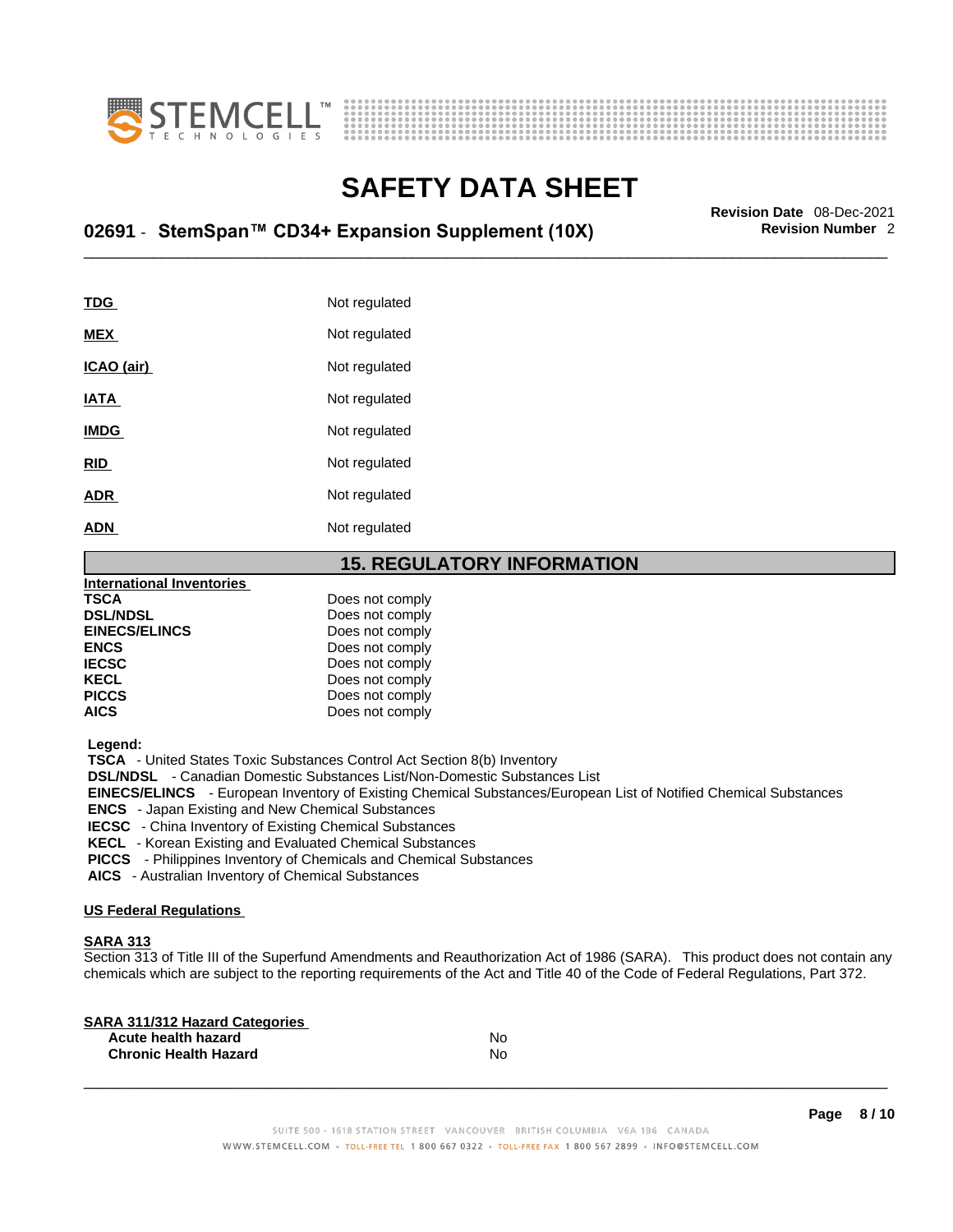| | |
|---|---|
| **TDG** | Not regulated |
| **MEX** | Not regulated |
| **ICAO (air)** | Not regulated |
| **IATA** | Not regulated |
| **IMDG** | Not regulated |
| **RID** | Not regulated |
| **ADR** | Not regulated |
| **ADN** | Not regulated |

## 15. REGULATORY INFORMATION

**International Inventories**

| | |
|---|---|
| **TSCA** | Does not comply |
| **DSL/NDSL** | Does not comply |
| **EINECS/ELINCS** | Does not comply |
| **ENCS** | Does not comply |
| **IECSC** | Does not comply |
| **KECL** | Does not comply |
| **PICCS** | Does not comply |
| **AICS** | Does not comply |

**Legend:**

**TSCA** - United States Toxic Substances Control Act Section 8(b) Inventory
**DSL/NDSL** - Canadian Domestic Substances List/Non-Domestic Substances List
**EINECS/ELINCS** - European Inventory of Existing Chemical Substances/European List of Notified Chemical Substances
**ENCS** - Japan Existing and New Chemical Substances
**IECSC** - China Inventory of Existing Chemical Substances
**KECL** - Korean Existing and Evaluated Chemical Substances
**PICCS** - Philippines Inventory of Chemicals and Chemical Substances
**AICS** - Australian Inventory of Chemical Substances

**US Federal Regulations**

**SARA 313**

Section 313 of Title III of the Superfund Amendments and Reauthorization Act of 1986 (SARA). This product does not contain any chemicals which are subject to the reporting requirements of the Act and Title 40 of the Code of Federal Regulations, Part 372.

**SARA 311/312 Hazard Categories**

| | |
|---|---|
| **Acute health hazard** | No |
| **Chronic Health Hazard** | No |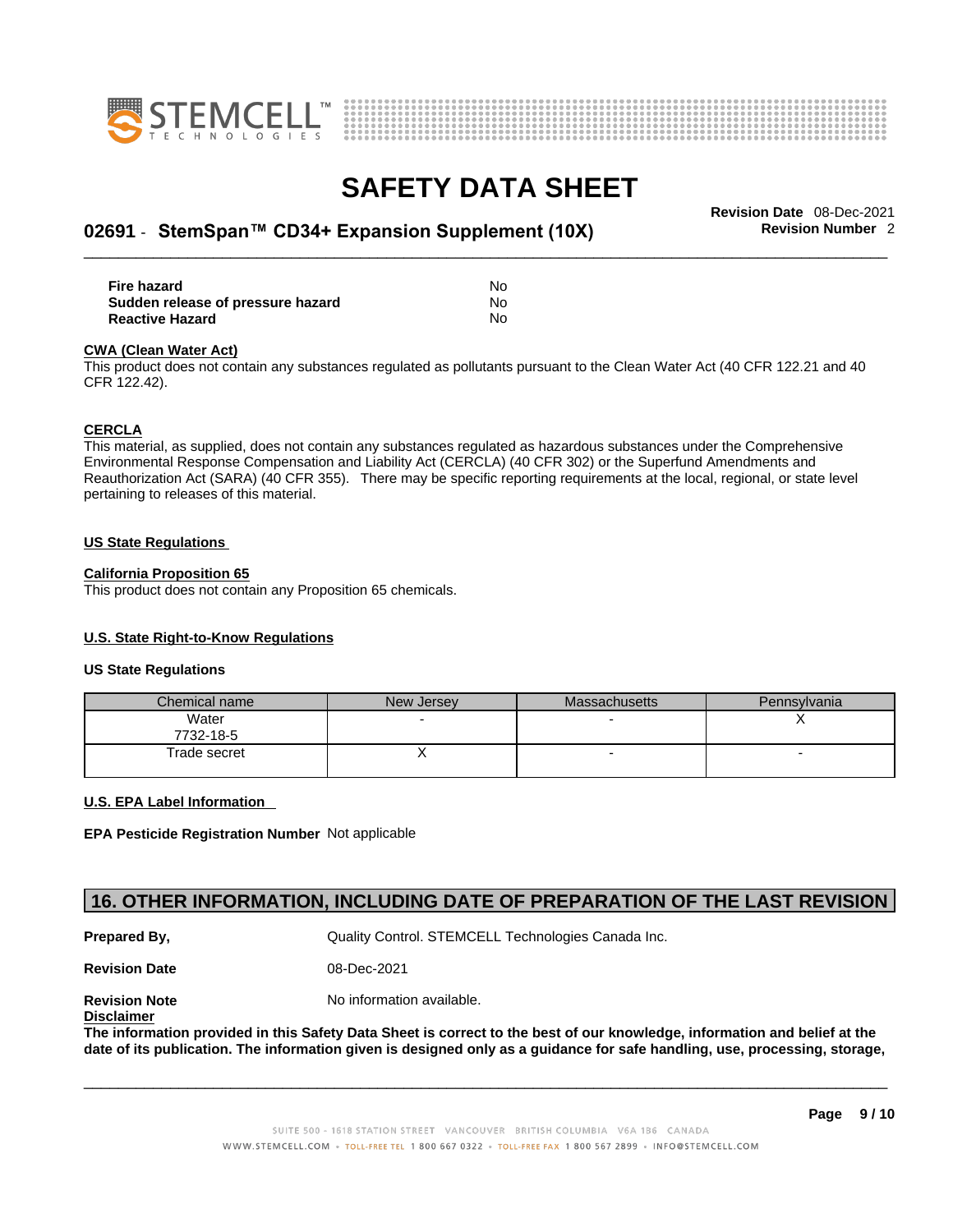| | |
|---|---|
| **Fire hazard** | No |
| **Sudden release of pressure hazard** | No |
| **Reactive Hazard** | No |

**CWA (Clean Water Act)**

This product does not contain any substances regulated as pollutants pursuant to the Clean Water Act (40 CFR 122.21 and 40 CFR 122.42).

**CERCLA**

This material, as supplied, does not contain any substances regulated as hazardous substances under the Comprehensive Environmental Response Compensation and Liability Act (CERCLA) (40 CFR 302) or the Superfund Amendments and Reauthorization Act (SARA) (40 CFR 355). There may be specific reporting requirements at the local, regional, or state level pertaining to releases of this material.

**US State Regulations**

**California Proposition 65**

This product does not contain any Proposition 65 chemicals.

**U.S. State Right-to-Know Regulations**

**US State Regulations**

| Chemical name | New Jersey | Massachusetts | Pennsylvania |
|---|---|---|---|
| Water<br>7732-18-5 | - | - | X |
| Trade secret | X | - | - |

**U.S. EPA Label Information**

**EPA Pesticide Registration Number** Not applicable

## 16. OTHER INFORMATION, INCLUDING DATE OF PREPARATION OF THE LAST REVISION

**Prepared By,** Quality Control. STEMCELL Technologies Canada Inc.

**Revision Date** 08-Dec-2021

**Revision Note** No information available.

**Disclaimer**

**The information provided in this Safety Data Sheet is correct to the best of our knowledge, information and belief at the date of its publication. The information given is designed only as a guidance for safe handling, use, processing, storage,**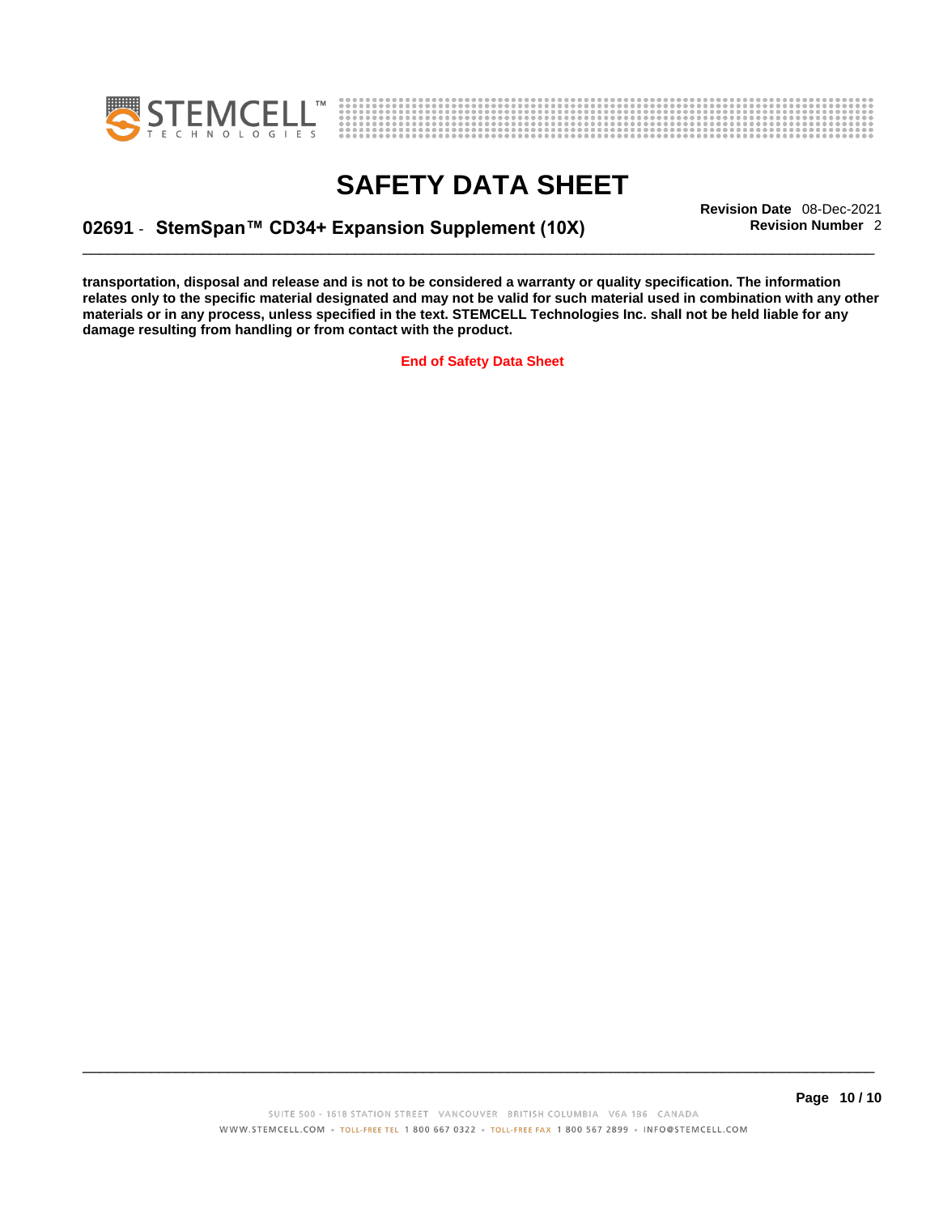**transportation, disposal and release and is not to be considered a warranty or quality specification. The information relates only to the specific material designated and may not be valid for such material used in combination with any other materials or in any process, unless specified in the text. STEMCELL Technologies Inc. shall not be held liable for any damage resulting from handling or from contact with the product.**

**End of Safety Data Sheet**